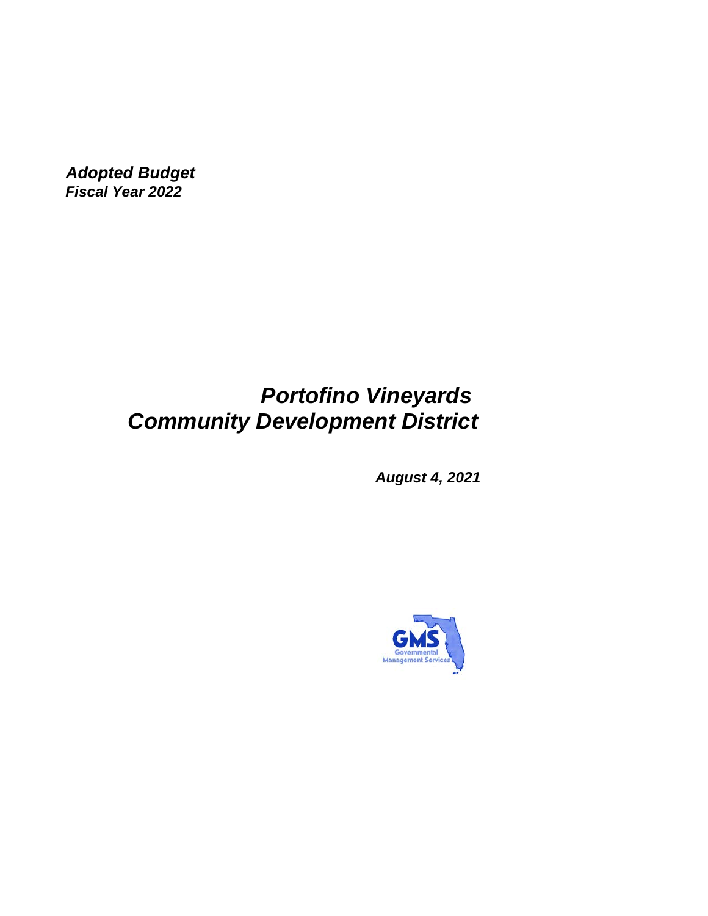***Adopted Budget***
***Fiscal Year 2022***

# *Portofino Vineyards Community Development District*

***August 4, 2021***

GMS
Governmental
Management Services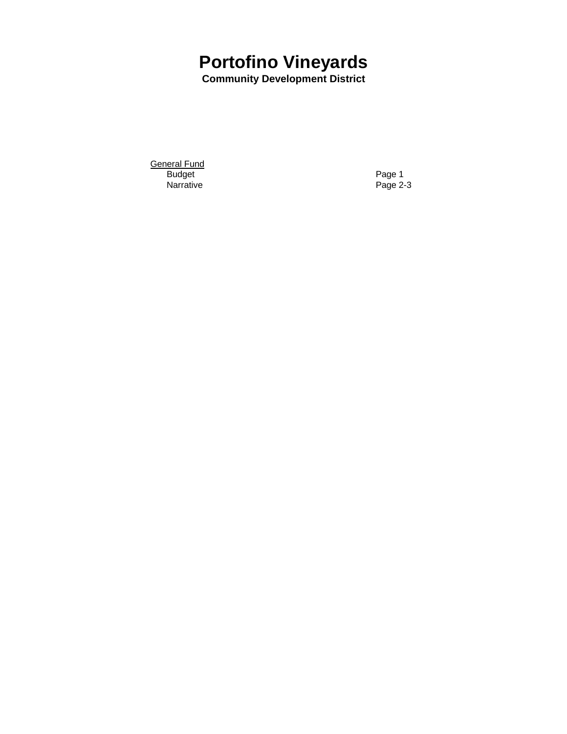# Portofino Vineyards

## Community Development District

| General Fund | |
|---|---|
| Budget | Page 1 |
| Narrative | Page 2-3 |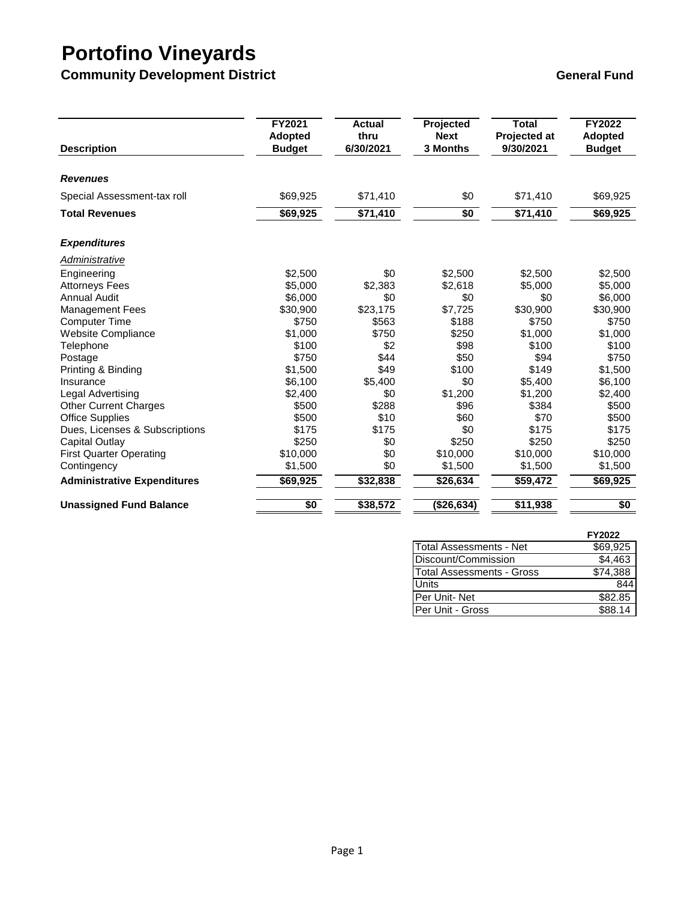# Portofino Vineyards

## Community Development District

**General Fund**

| Description | FY2021 Adopted Budget | Actual thru 6/30/2021 | Projected Next 3 Months | Total Projected at 9/30/2021 | FY2022 Adopted Budget |
|---|---|---|---|---|---|
| ***Revenues*** | | | | | |
| Special Assessment-tax roll | $69,925 | $71,410 | $0 | $71,410 | $69,925 |
| **Total Revenues** | **$69,925** | **$71,410** | **$0** | **$71,410** | **$69,925** |
| ***Expenditures*** | | | | | |
| *Administrative* | | | | | |
| Engineering | $2,500 | $0 | $2,500 | $2,500 | $2,500 |
| Attorneys Fees | $5,000 | $2,383 | $2,618 | $5,000 | $5,000 |
| Annual Audit | $6,000 | $0 | $0 | $0 | $6,000 |
| Management Fees | $30,900 | $23,175 | $7,725 | $30,900 | $30,900 |
| Computer Time | $750 | $563 | $188 | $750 | $750 |
| Website Compliance | $1,000 | $750 | $250 | $1,000 | $1,000 |
| Telephone | $100 | $2 | $98 | $100 | $100 |
| Postage | $750 | $44 | $50 | $94 | $750 |
| Printing & Binding | $1,500 | $49 | $100 | $149 | $1,500 |
| Insurance | $6,100 | $5,400 | $0 | $5,400 | $6,100 |
| Legal Advertising | $2,400 | $0 | $1,200 | $1,200 | $2,400 |
| Other Current Charges | $500 | $288 | $96 | $384 | $500 |
| Office Supplies | $500 | $10 | $60 | $70 | $500 |
| Dues, Licenses & Subscriptions | $175 | $175 | $0 | $175 | $175 |
| Capital Outlay | $250 | $0 | $250 | $250 | $250 |
| First Quarter Operating | $10,000 | $0 | $10,000 | $10,000 | $10,000 |
| Contingency | $1,500 | $0 | $1,500 | $1,500 | $1,500 |
| **Administrative Expenditures** | **$69,925** | **$32,838** | **$26,634** | **$59,472** | **$69,925** |
| **Unassigned Fund Balance** | **$0** | **$38,572** | **($26,634)** | **$11,938** | **$0** |

| | FY2022 |
|---|---|
| Total Assessments - Net | $69,925 |
| Discount/Commission | $4,463 |
| Total Assessments - Gross | $74,388 |
| Units | 844 |
| Per Unit- Net | $82.85 |
| Per Unit - Gross | $88.14 |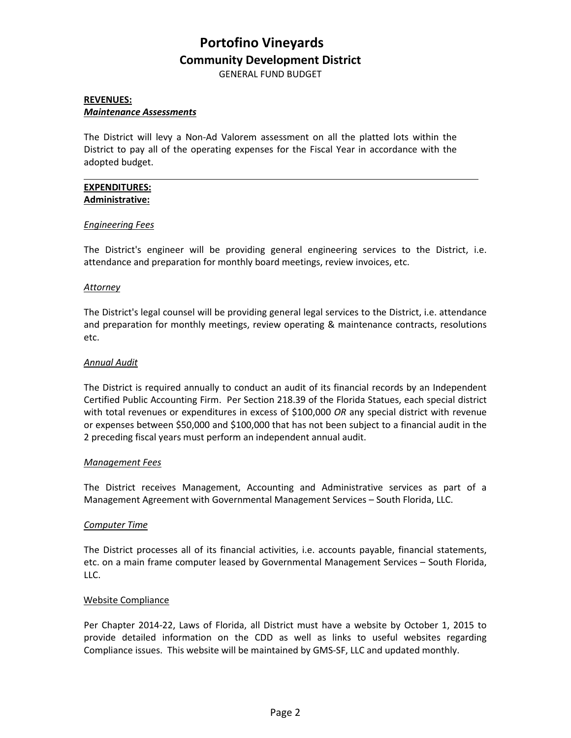# Portofino Vineyards

## Community Development District

GENERAL FUND BUDGET

**REVENUES:**

***Maintenance Assessments***

The District will levy a Non-Ad Valorem assessment on all the platted lots within the District to pay all of the operating expenses for the Fiscal Year in accordance with the adopted budget.

---

**EXPENDITURES:**

**Administrative:**

*Engineering Fees*

The District's engineer will be providing general engineering services to the District, i.e. attendance and preparation for monthly board meetings, review invoices, etc.

*Attorney*

The District's legal counsel will be providing general legal services to the District, i.e. attendance and preparation for monthly meetings, review operating & maintenance contracts, resolutions etc.

*Annual Audit*

The District is required annually to conduct an audit of its financial records by an Independent Certified Public Accounting Firm. Per Section 218.39 of the Florida Statues, each special district with total revenues or expenditures in excess of $100,000 *OR* any special district with revenue or expenses between $50,000 and $100,000 that has not been subject to a financial audit in the 2 preceding fiscal years must perform an independent annual audit.

*Management Fees*

The District receives Management, Accounting and Administrative services as part of a Management Agreement with Governmental Management Services – South Florida, LLC.

*Computer Time*

The District processes all of its financial activities, i.e. accounts payable, financial statements, etc. on a main frame computer leased by Governmental Management Services – South Florida, LLC.

Website Compliance

Per Chapter 2014-22, Laws of Florida, all District must have a website by October 1, 2015 to provide detailed information on the CDD as well as links to useful websites regarding Compliance issues. This website will be maintained by GMS-SF, LLC and updated monthly.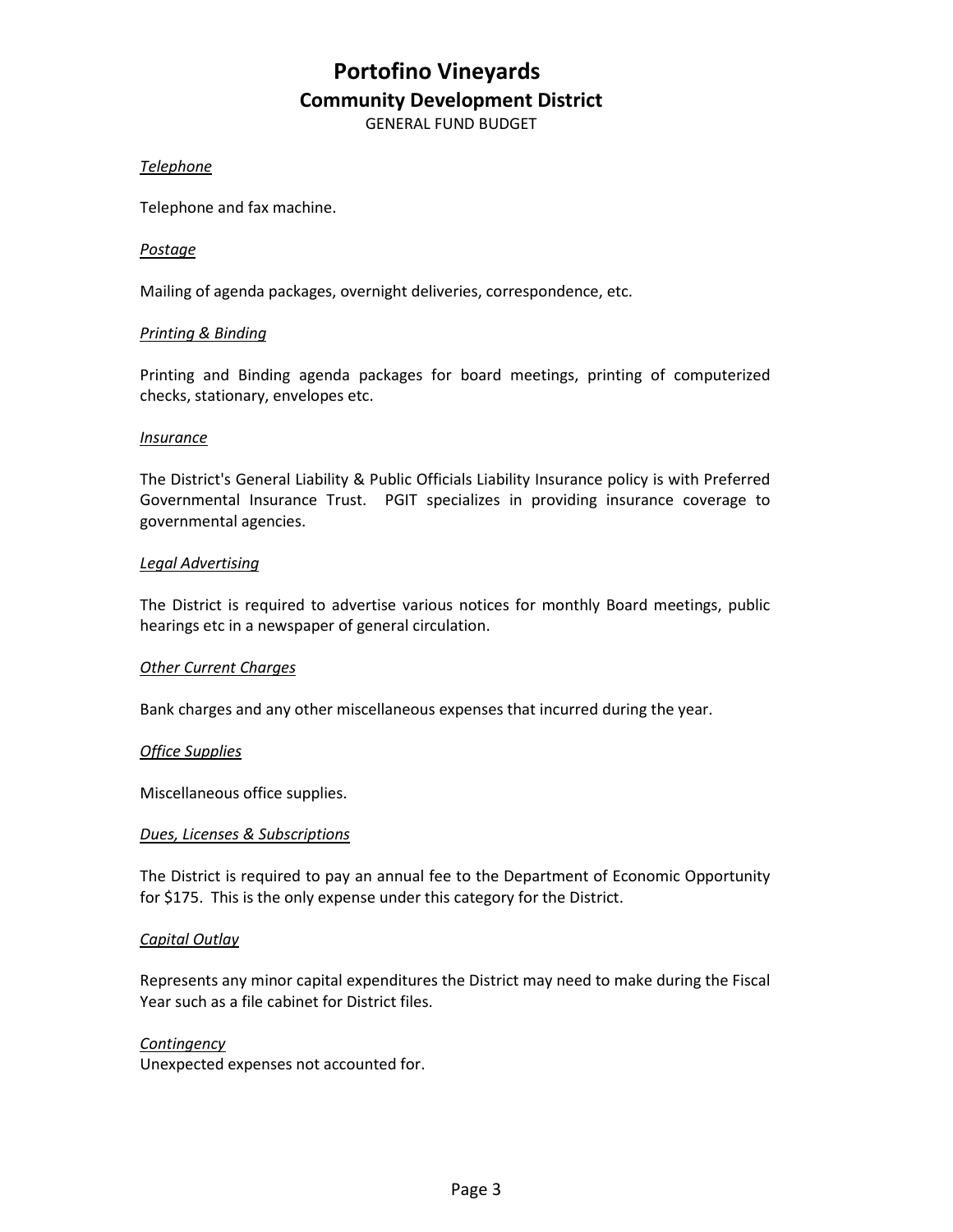# Portofino Vineyards
## Community Development District
GENERAL FUND BUDGET

*Telephone*

Telephone and fax machine.

*Postage*

Mailing of agenda packages, overnight deliveries, correspondence, etc.

*Printing & Binding*

Printing and Binding agenda packages for board meetings, printing of computerized checks, stationary, envelopes etc.

*Insurance*

The District's General Liability & Public Officials Liability Insurance policy is with Preferred Governmental Insurance Trust. PGIT specializes in providing insurance coverage to governmental agencies.

*Legal Advertising*

The District is required to advertise various notices for monthly Board meetings, public hearings etc in a newspaper of general circulation.

*Other Current Charges*

Bank charges and any other miscellaneous expenses that incurred during the year.

*Office Supplies*

Miscellaneous office supplies.

*Dues, Licenses & Subscriptions*

The District is required to pay an annual fee to the Department of Economic Opportunity for $175. This is the only expense under this category for the District.

*Capital Outlay*

Represents any minor capital expenditures the District may need to make during the Fiscal Year such as a file cabinet for District files.

*Contingency*

Unexpected expenses not accounted for.